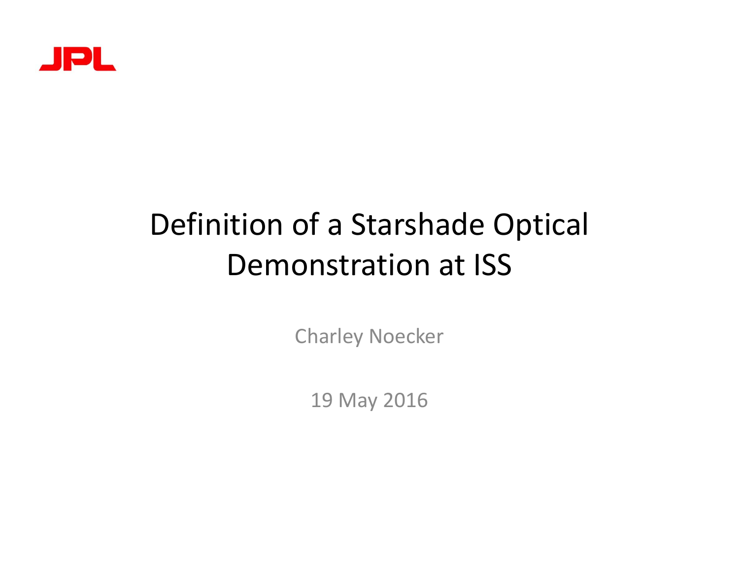JPL

# Definition of a Starshade Optical Demonstration at ISS

Charley Noecker

19 May 2016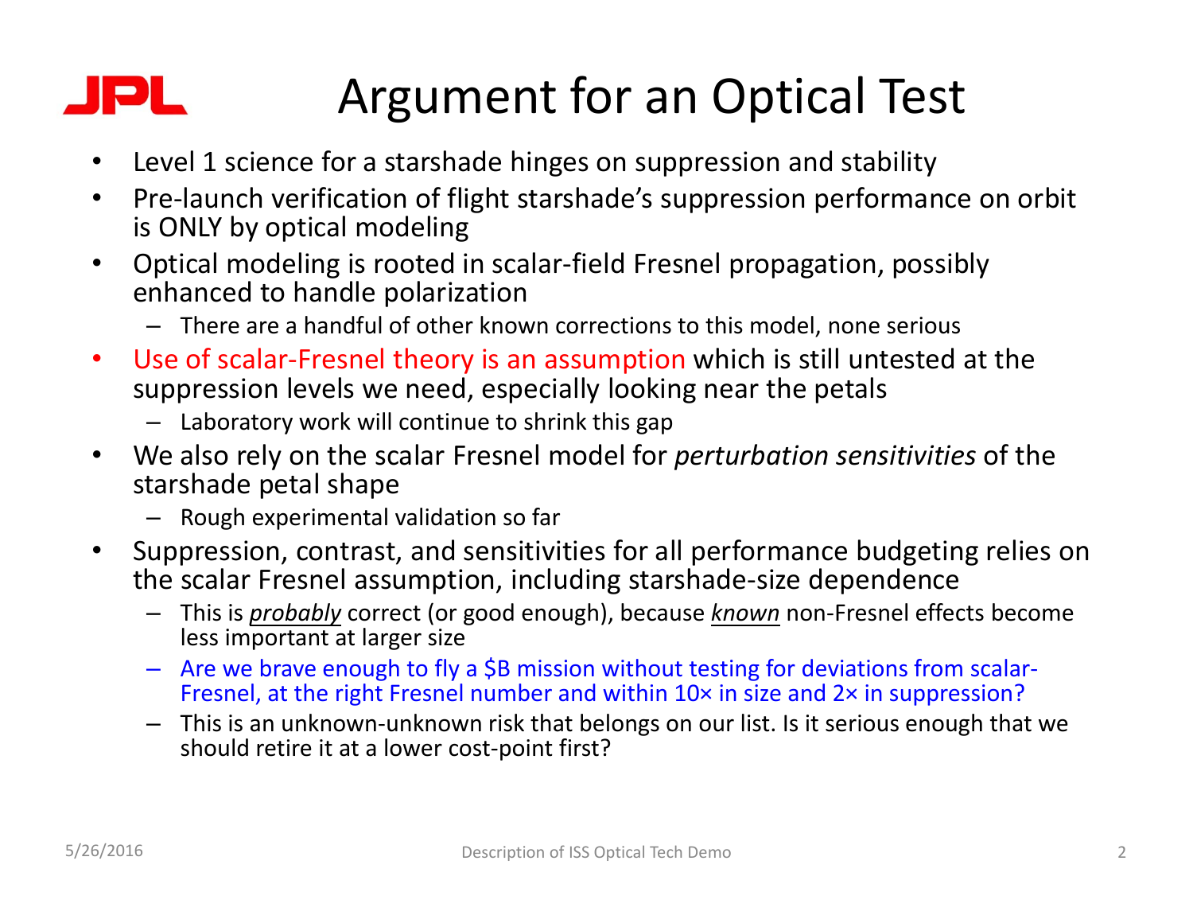# Argument for an Optical Test

- Level 1 science for a starshade hinges on suppression and stability
- Pre-launch verification of flight starshade's suppression performance on orbit is ONLY by optical modeling
- Optical modeling is rooted in scalar-field Fresnel propagation, possibly enhanced to handle polarization
  - There are a handful of other known corrections to this model, none serious
- Use of scalar-Fresnel theory is an assumption which is still untested at the suppression levels we need, especially looking near the petals
  - Laboratory work will continue to shrink this gap
- We also rely on the scalar Fresnel model for *perturbation sensitivities* of the starshade petal shape
  - Rough experimental validation so far
- Suppression, contrast, and sensitivities for all performance budgeting relies on the scalar Fresnel assumption, including starshade-size dependence
  - This is ***probably*** correct (or good enough), because ***known*** non-Fresnel effects become less important at larger size
  - Are we brave enough to fly a $B mission without testing for deviations from scalar-Fresnel, at the right Fresnel number and within 10× in size and 2× in suppression?
  - This is an unknown-unknown risk that belongs on our list. Is it serious enough that we should retire it at a lower cost-point first?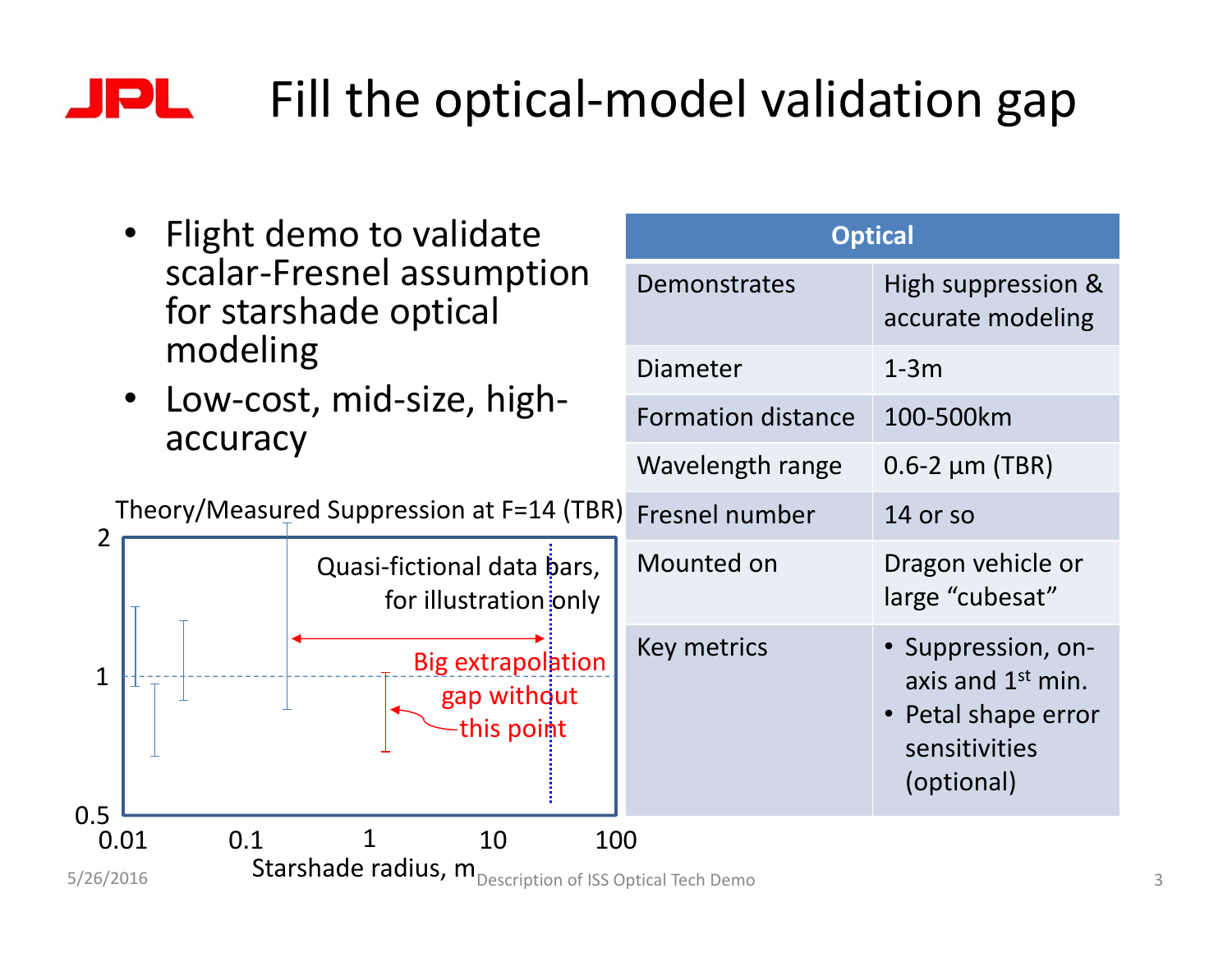# Fill the optical-model validation gap

- Flight demo to validate scalar-Fresnel assumption for starshade optical modeling
- Low-cost, mid-size, high-accuracy

Theory/Measured Suppression at F=14 (TBR)

Quasi-fictional data bars, for illustration only

Big extrapolation gap without this point

Starshade radius, m

| Optical | |
|---|---|
| Demonstrates | High suppression & accurate modeling |
| Diameter | 1-3m |
| Formation distance | 100-500km |
| Wavelength range | 0.6-2 µm (TBR) |
| Fresnel number | 14 or so |
| Mounted on | Dragon vehicle or large "cubesat" |
| Key metrics | • Suppression, on-axis and 1st min.<br>• Petal shape error sensitivities (optional) |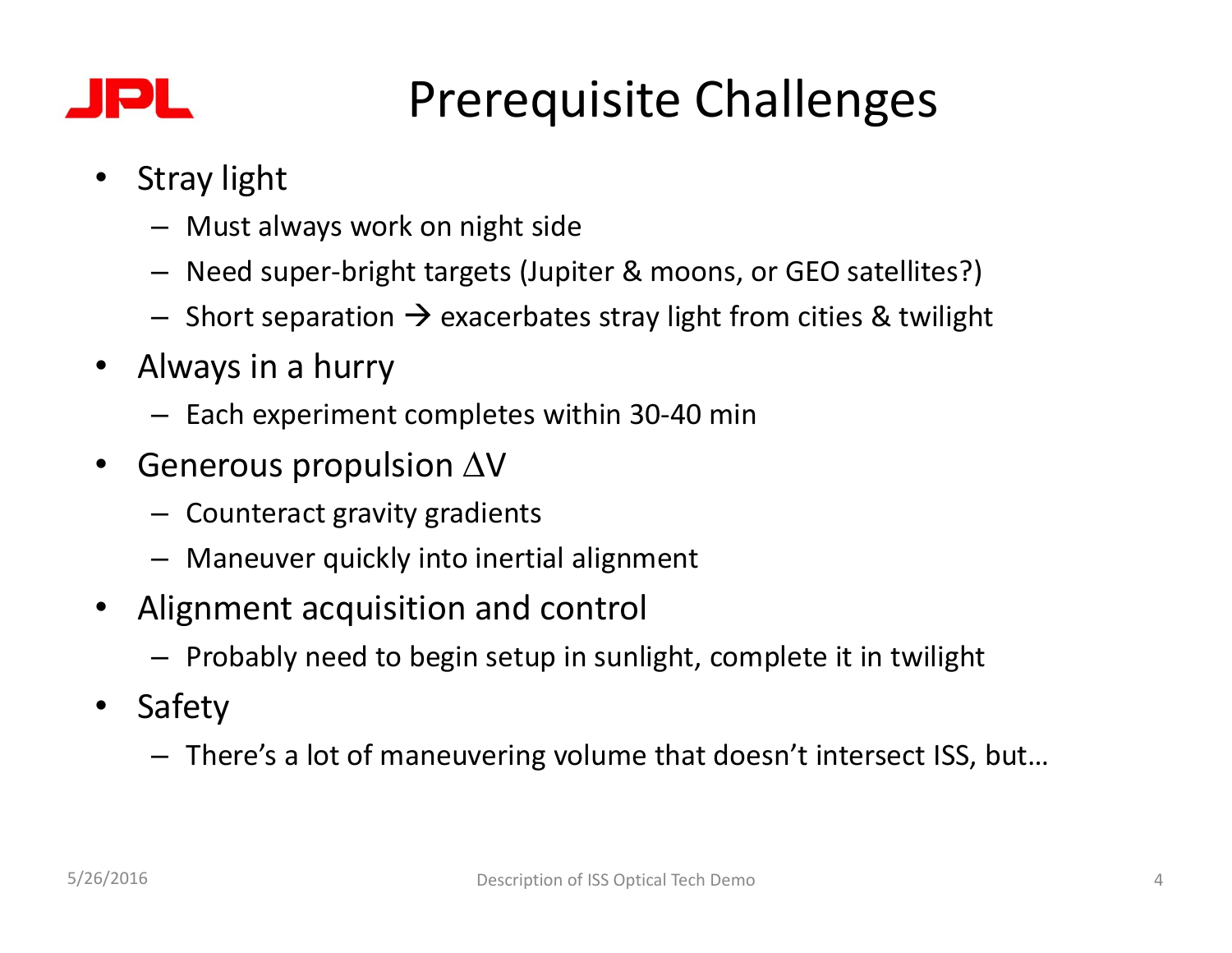# Prerequisite Challenges

- Stray light
  - Must always work on night side
  - Need super-bright targets (Jupiter & moons, or GEO satellites?)
  - Short separation → exacerbates stray light from cities & twilight
- Always in a hurry
  - Each experiment completes within 30-40 min
- Generous propulsion $\Delta$V
  - Counteract gravity gradients
  - Maneuver quickly into inertial alignment
- Alignment acquisition and control
  - Probably need to begin setup in sunlight, complete it in twilight
- Safety
  - There's a lot of maneuvering volume that doesn't intersect ISS, but…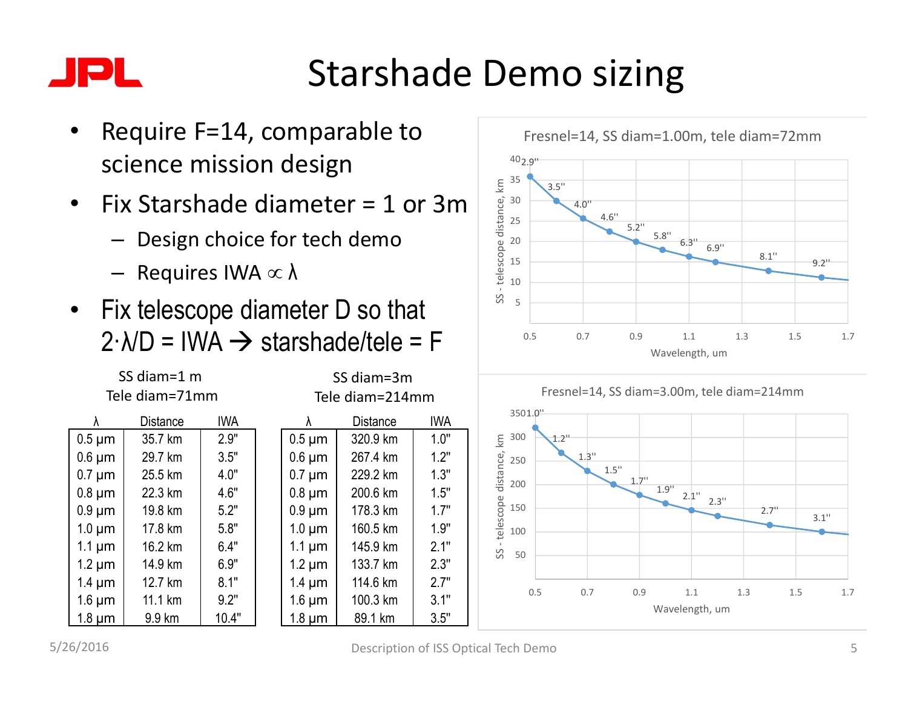# Starshade Demo sizing

- Require F=14, comparable to science mission design
- Fix Starshade diameter = 1 or 3m
  - Design choice for tech demo
  - Requires IWA $\propto \lambda$
- Fix telescope diameter D so that $2 \cdot \lambda/D$ = IWA → starshade/tele = F

SS diam=1 m
Tele diam=71mm

| λ | Distance | IWA |
|---|---|---|
| 0.5 μm | 35.7 km | 2.9" |
| 0.6 μm | 29.7 km | 3.5" |
| 0.7 μm | 25.5 km | 4.0" |
| 0.8 μm | 22.3 km | 4.6" |
| 0.9 μm | 19.8 km | 5.2" |
| 1.0 μm | 17.8 km | 5.8" |
| 1.1 μm | 16.2 km | 6.4" |
| 1.2 μm | 14.9 km | 6.9" |
| 1.4 μm | 12.7 km | 8.1" |
| 1.6 μm | 11.1 km | 9.2" |
| 1.8 μm | 9.9 km | 10.4" |

SS diam=3m
Tele diam=214mm

| λ | Distance | IWA |
|---|---|---|
| 0.5 μm | 320.9 km | 1.0" |
| 0.6 μm | 267.4 km | 1.2" |
| 0.7 μm | 229.2 km | 1.3" |
| 0.8 μm | 200.6 km | 1.5" |
| 0.9 μm | 178.3 km | 1.7" |
| 1.0 μm | 160.5 km | 1.9" |
| 1.1 μm | 145.9 km | 2.1" |
| 1.2 μm | 133.7 km | 2.3" |
| 1.4 μm | 114.6 km | 2.7" |
| 1.6 μm | 100.3 km | 3.1" |
| 1.8 μm | 89.1 km | 3.5" |

Fresnel=14, SS diam=1.00m, tele diam=72mm

Fresnel=14, SS diam=3.00m, tele diam=214mm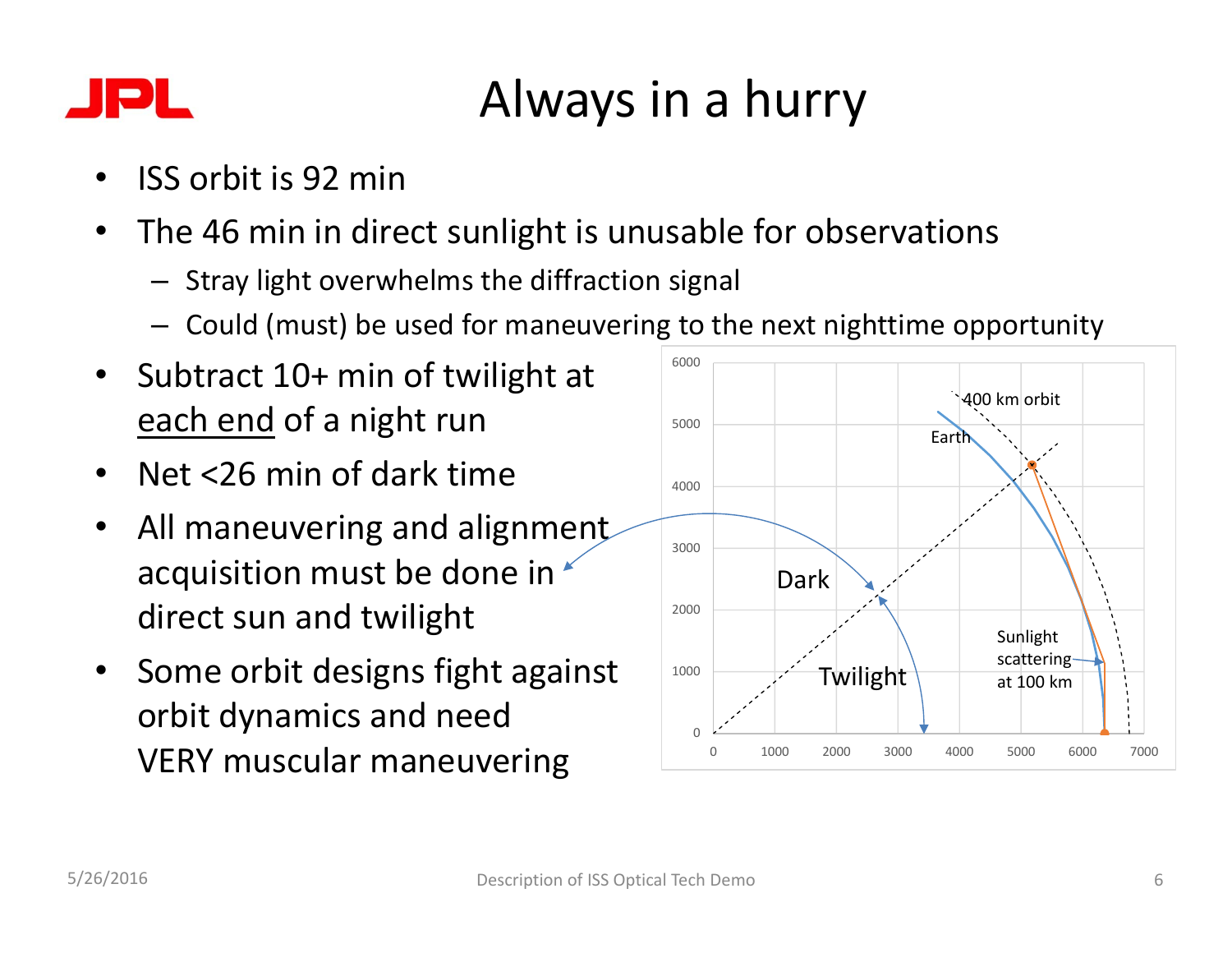# Always in a hurry

- ISS orbit is 92 min
- The 46 min in direct sunlight is unusable for observations
  - Stray light overwhelms the diffraction signal
  - Could (must) be used for maneuvering to the next nighttime opportunity
- Subtract 10+ min of twilight at each end of a night run
- Net <26 min of dark time
- All maneuvering and alignment acquisition must be done in direct sun and twilight
- Some orbit designs fight against orbit dynamics and need VERY muscular maneuvering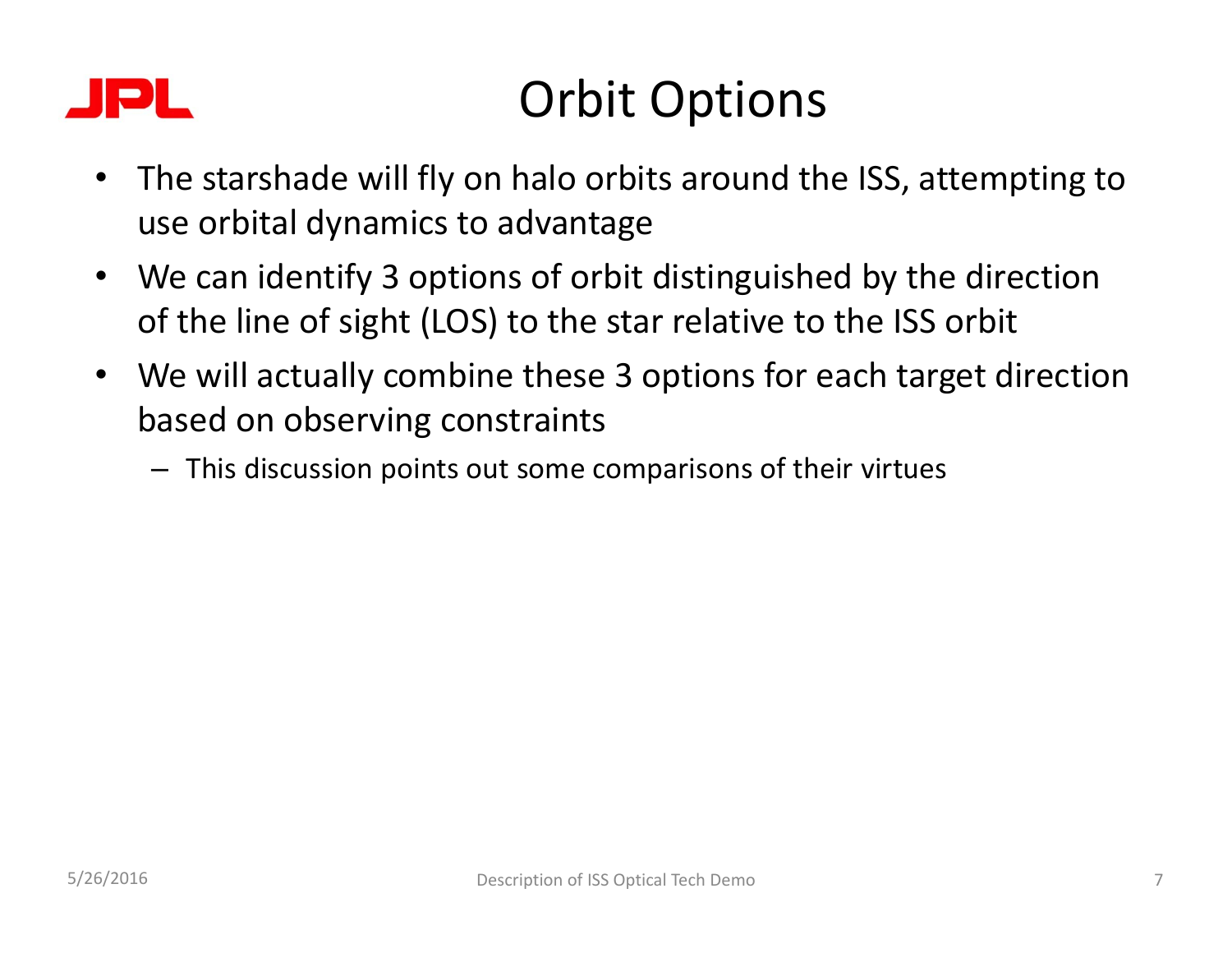# Orbit Options

- The starshade will fly on halo orbits around the ISS, attempting to use orbital dynamics to advantage
- We can identify 3 options of orbit distinguished by the direction of the line of sight (LOS) to the star relative to the ISS orbit
- We will actually combine these 3 options for each target direction based on observing constraints
  - This discussion points out some comparisons of their virtues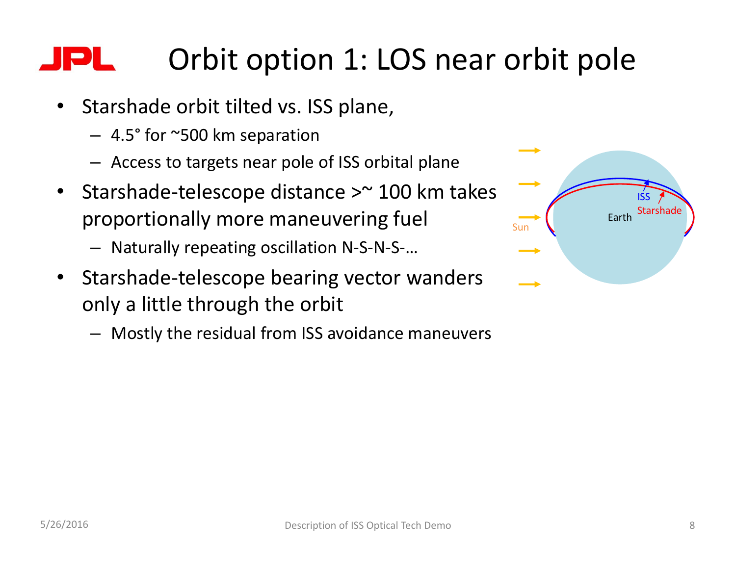# Orbit option 1: LOS near orbit pole

- Starshade orbit tilted vs. ISS plane,
  - 4.5° for ~500 km separation
  - Access to targets near pole of ISS orbital plane
- Starshade-telescope distance >~ 100 km takes proportionally more maneuvering fuel
  - Naturally repeating oscillation N-S-N-S-…
- Starshade-telescope bearing vector wanders only a little through the orbit
  - Mostly the residual from ISS avoidance maneuvers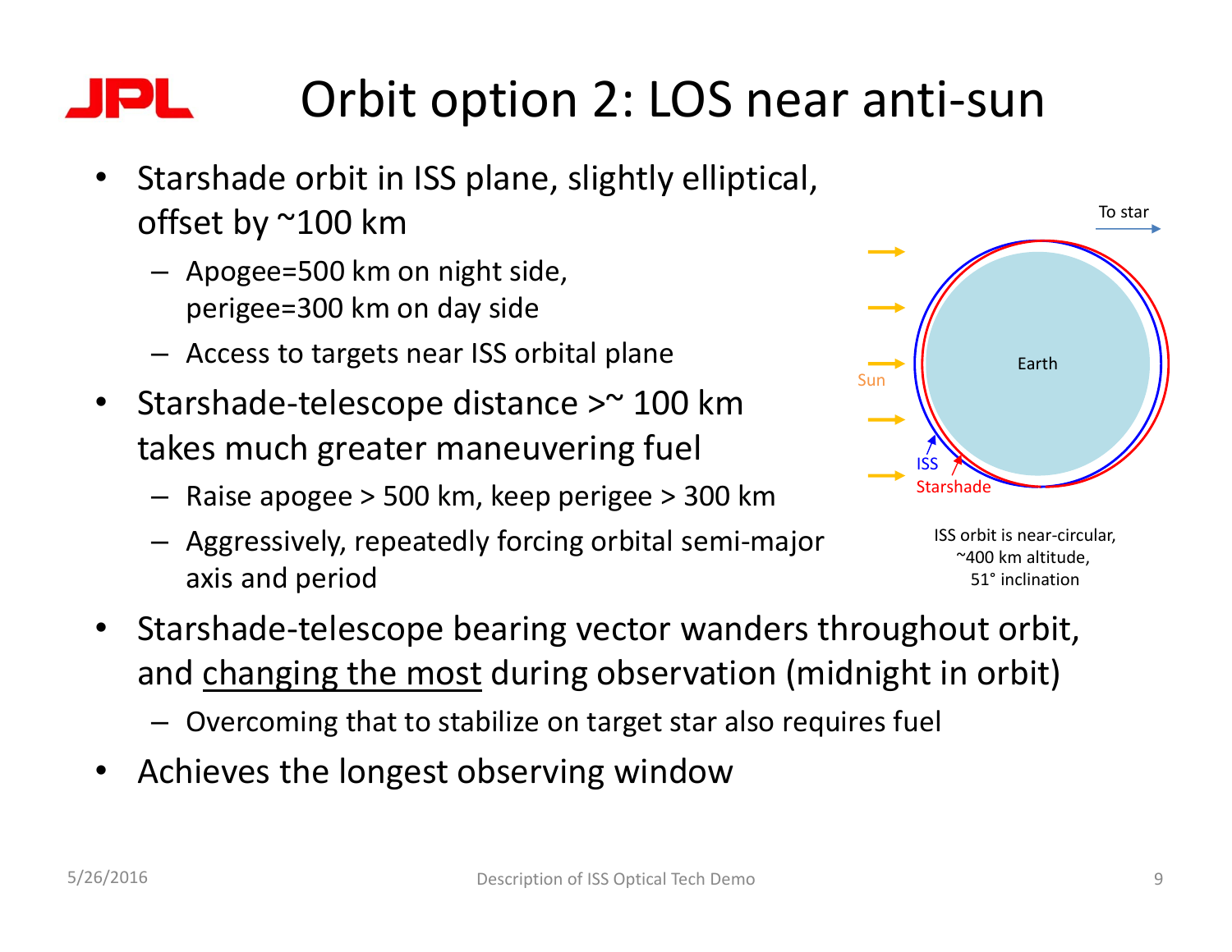# Orbit option 2: LOS near anti-sun

- Starshade orbit in ISS plane, slightly elliptical, offset by ~100 km
  - Apogee=500 km on night side, perigee=300 km on day side
  - Access to targets near ISS orbital plane
- Starshade-telescope distance >~ 100 km takes much greater maneuvering fuel
  - Raise apogee > 500 km, keep perigee > 300 km
  - Aggressively, repeatedly forcing orbital semi-major axis and period

To star

Sun

Earth

ISS

Starshade

ISS orbit is near-circular, ~400 km altitude, 51° inclination

- Starshade-telescope bearing vector wanders throughout orbit, and <u>changing the most</u> during observation (midnight in orbit)
  - Overcoming that to stabilize on target star also requires fuel
- Achieves the longest observing window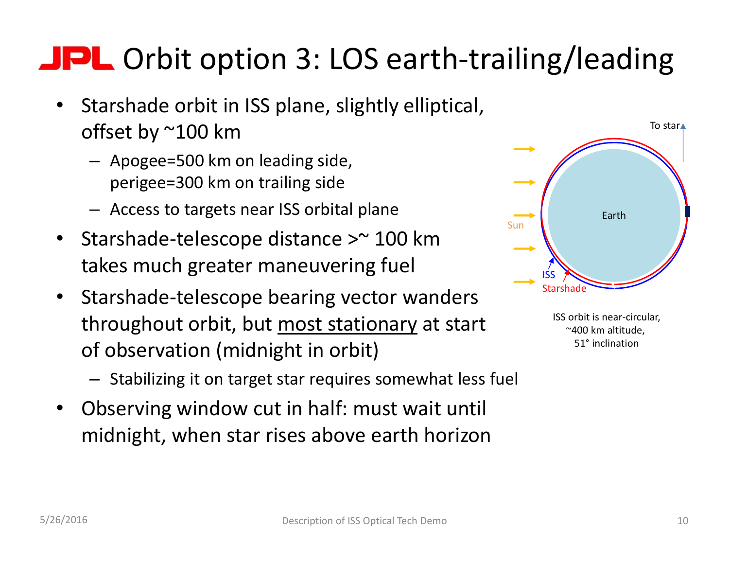# Orbit option 3: LOS earth-trailing/leading

- Starshade orbit in ISS plane, slightly elliptical, offset by ~100 km
  - Apogee=500 km on leading side, perigee=300 km on trailing side
  - Access to targets near ISS orbital plane
- Starshade-telescope distance >~ 100 km takes much greater maneuvering fuel
- Starshade-telescope bearing vector wanders throughout orbit, but <u>most stationary</u> at start of observation (midnight in orbit)
  - Stabilizing it on target star requires somewhat less fuel
- Observing window cut in half: must wait until midnight, when star rises above earth horizon

ISS orbit is near-circular, ~400 km altitude, 51° inclination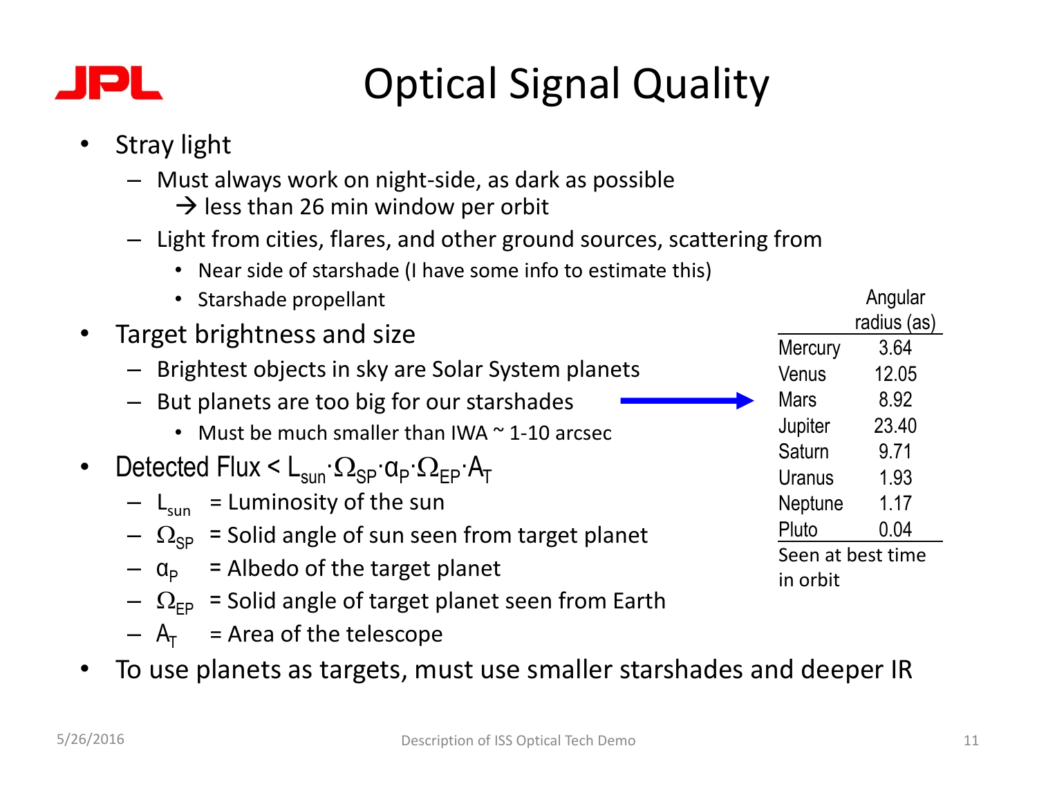# Optical Signal Quality

- Stray light
  - Must always work on night-side, as dark as possible
    → less than 26 min window per orbit
  - Light from cities, flares, and other ground sources, scattering from
    - Near side of starshade (I have some info to estimate this)
    - Starshade propellant
- Target brightness and size
  - Brightest objects in sky are Solar System planets
  - But planets are too big for our starshades →
    - Must be much smaller than IWA ~ 1-10 arcsec
- Detected Flux < $L_{sun} \cdot \Omega_{SP} \cdot \alpha_P \cdot \Omega_{EP} \cdot A_T$
  - $L_{sun}$ = Luminosity of the sun
  - $\Omega_{SP}$ = Solid angle of sun seen from target planet
  - $\alpha_P$ = Albedo of the target planet
  - $\Omega_{EP}$ = Solid angle of target planet seen from Earth
  - $A_T$ = Area of the telescope
- To use planets as targets, must use smaller starshades and deeper IR

| | Angular radius (as) |
|---|---|
| Mercury | 3.64 |
| Venus | 12.05 |
| Mars | 8.92 |
| Jupiter | 23.40 |
| Saturn | 9.71 |
| Uranus | 1.93 |
| Neptune | 1.17 |
| Pluto | 0.04 |

Seen at best time in orbit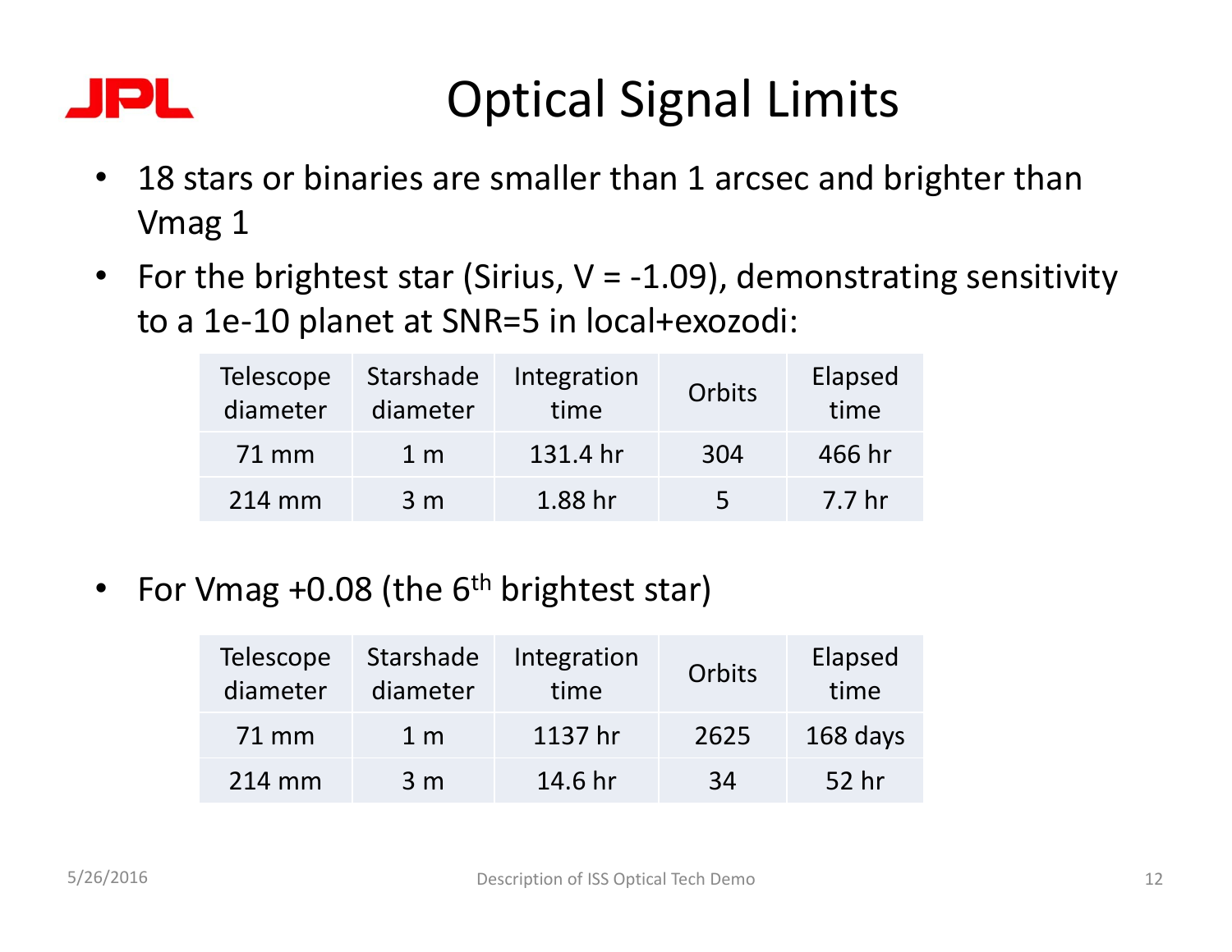# Optical Signal Limits

- 18 stars or binaries are smaller than 1 arcsec and brighter than Vmag 1
- For the brightest star (Sirius, V = -1.09), demonstrating sensitivity to a 1e-10 planet at SNR=5 in local+exozodi:

| Telescope diameter | Starshade diameter | Integration time | Orbits | Elapsed time |
|---|---|---|---|---|
| 71 mm | 1 m | 131.4 hr | 304 | 466 hr |
| 214 mm | 3 m | 1.88 hr | 5 | 7.7 hr |

- For Vmag +0.08 (the 6th brightest star)

| Telescope diameter | Starshade diameter | Integration time | Orbits | Elapsed time |
|---|---|---|---|---|
| 71 mm | 1 m | 1137 hr | 2625 | 168 days |
| 214 mm | 3 m | 14.6 hr | 34 | 52 hr |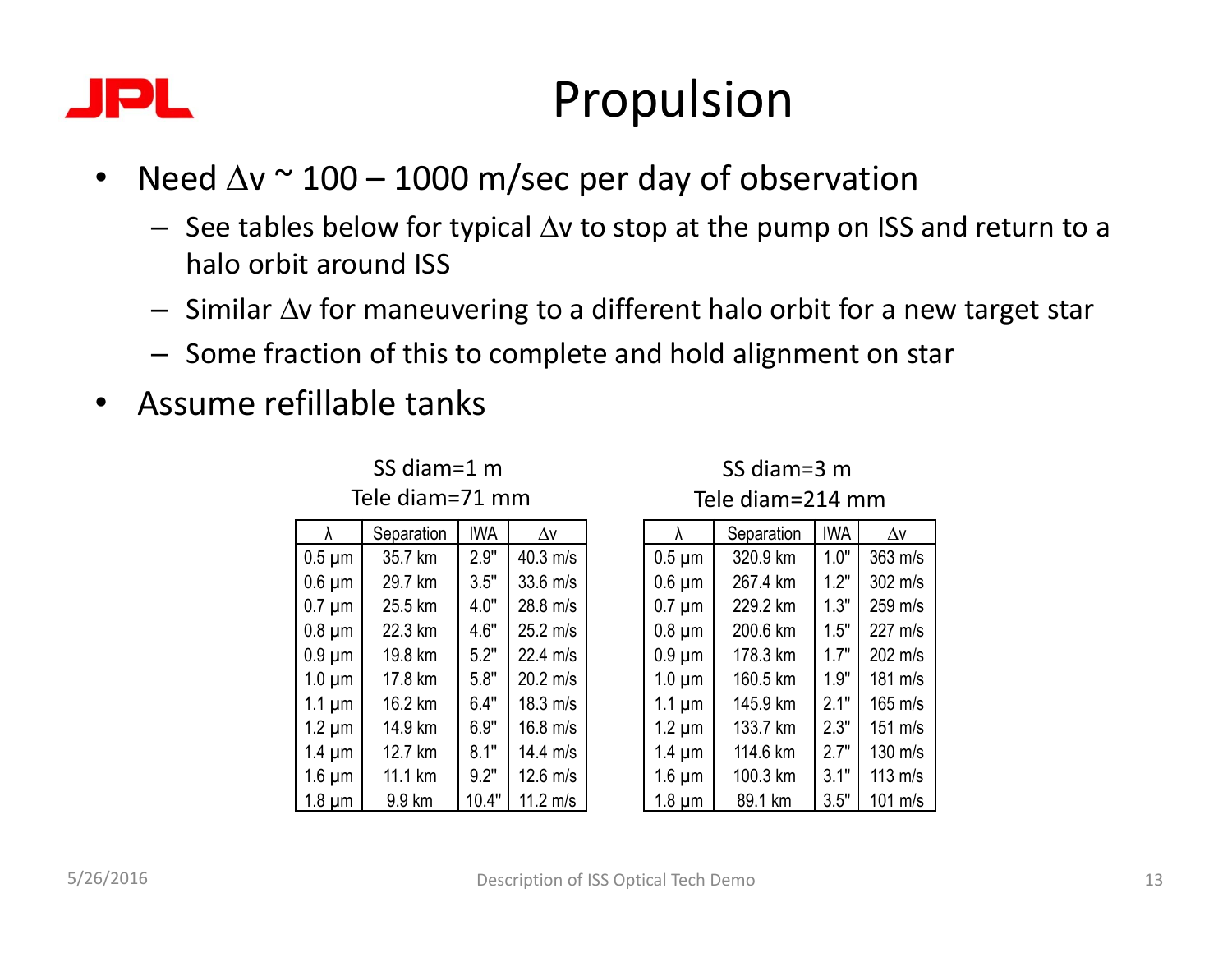# Propulsion

- Need $\Delta v$ ~ 100 – 1000 m/sec per day of observation
  - See tables below for typical $\Delta v$ to stop at the pump on ISS and return to a halo orbit around ISS
  - Similar $\Delta v$ for maneuvering to a different halo orbit for a new target star
  - Some fraction of this to complete and hold alignment on star
- Assume refillable tanks

SS diam=1 m
Tele diam=71 mm

| λ | Separation | IWA | Δv |
|---|---|---|---|
| 0.5 µm | 35.7 km | 2.9" | 40.3 m/s |
| 0.6 µm | 29.7 km | 3.5" | 33.6 m/s |
| 0.7 µm | 25.5 km | 4.0" | 28.8 m/s |
| 0.8 µm | 22.3 km | 4.6" | 25.2 m/s |
| 0.9 µm | 19.8 km | 5.2" | 22.4 m/s |
| 1.0 µm | 17.8 km | 5.8" | 20.2 m/s |
| 1.1 µm | 16.2 km | 6.4" | 18.3 m/s |
| 1.2 µm | 14.9 km | 6.9" | 16.8 m/s |
| 1.4 µm | 12.7 km | 8.1" | 14.4 m/s |
| 1.6 µm | 11.1 km | 9.2" | 12.6 m/s |
| 1.8 µm | 9.9 km | 10.4" | 11.2 m/s |

SS diam=3 m
Tele diam=214 mm

| λ | Separation | IWA | Δv |
|---|---|---|---|
| 0.5 µm | 320.9 km | 1.0" | 363 m/s |
| 0.6 µm | 267.4 km | 1.2" | 302 m/s |
| 0.7 µm | 229.2 km | 1.3" | 259 m/s |
| 0.8 µm | 200.6 km | 1.5" | 227 m/s |
| 0.9 µm | 178.3 km | 1.7" | 202 m/s |
| 1.0 µm | 160.5 km | 1.9" | 181 m/s |
| 1.1 µm | 145.9 km | 2.1" | 165 m/s |
| 1.2 µm | 133.7 km | 2.3" | 151 m/s |
| 1.4 µm | 114.6 km | 2.7" | 130 m/s |
| 1.6 µm | 100.3 km | 3.1" | 113 m/s |
| 1.8 µm | 89.1 km | 3.5" | 101 m/s |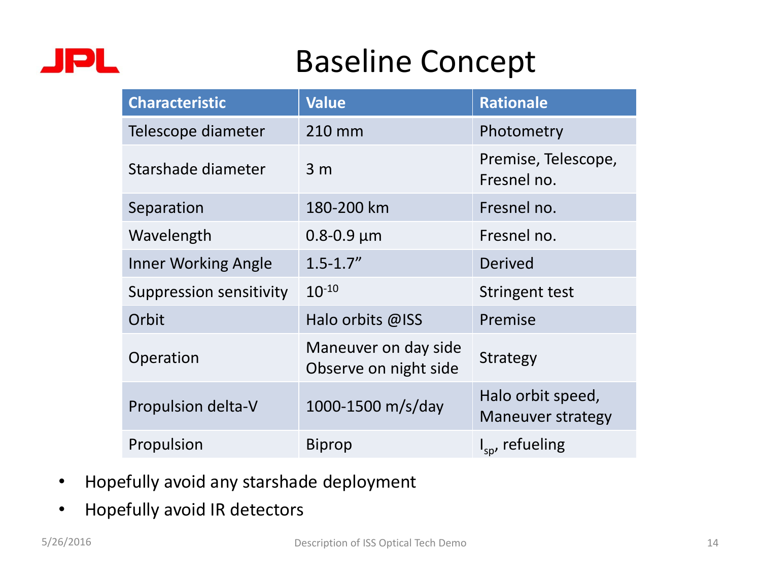# Baseline Concept

| Characteristic | Value | Rationale |
| --- | --- | --- |
| Telescope diameter | 210 mm | Photometry |
| Starshade diameter | 3 m | Premise, Telescope, Fresnel no. |
| Separation | 180-200 km | Fresnel no. |
| Wavelength | 0.8-0.9 µm | Fresnel no. |
| Inner Working Angle | 1.5-1.7” | Derived |
| Suppression sensitivity | $10^{-10}$ | Stringent test |
| Orbit | Halo orbits @ISS | Premise |
| Operation | Maneuver on day side<br>Observe on night side | Strategy |
| Propulsion delta-V | 1000-1500 m/s/day | Halo orbit speed, Maneuver strategy |
| Propulsion | Biprop | $I_{sp}$, refueling |

- Hopefully avoid any starshade deployment
- Hopefully avoid IR detectors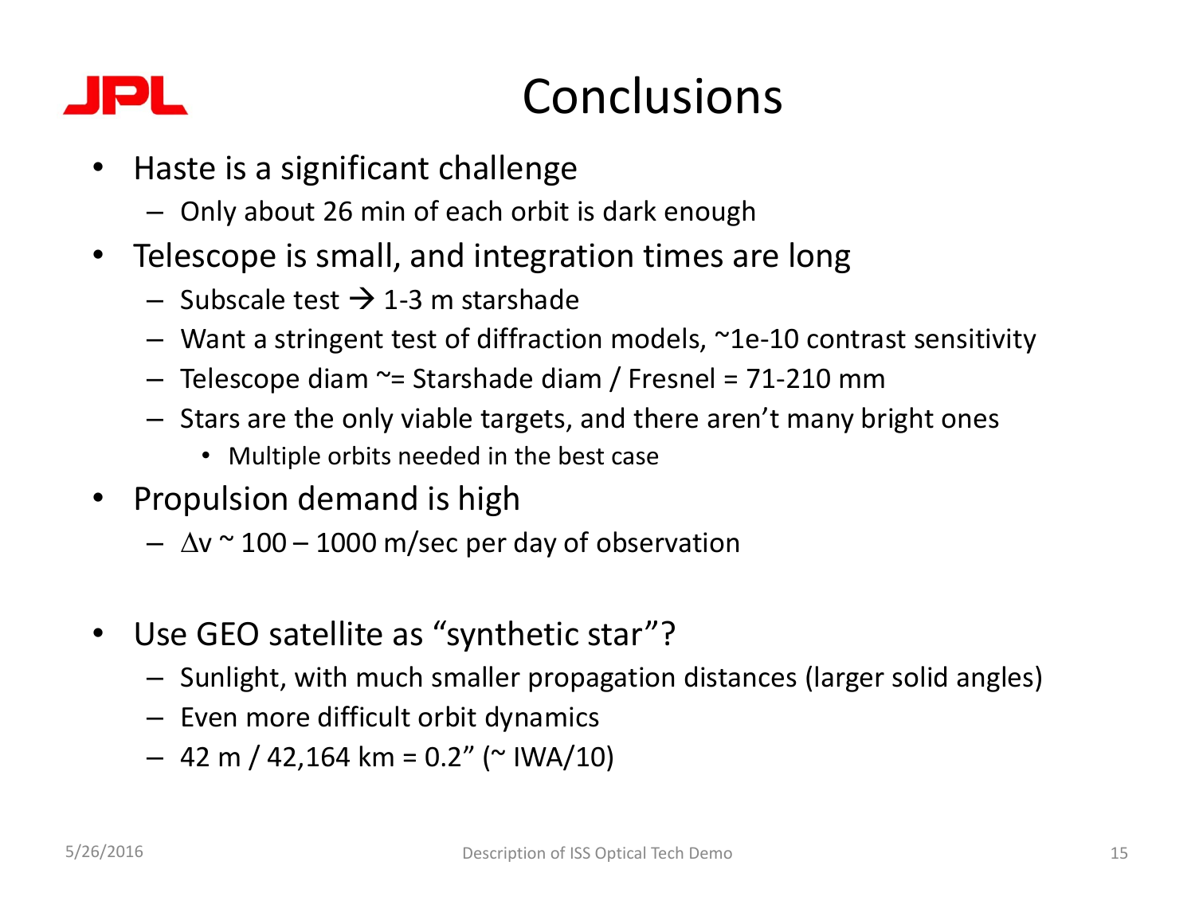# Conclusions

- Haste is a significant challenge
  - Only about 26 min of each orbit is dark enough
- Telescope is small, and integration times are long
  - Subscale test → 1-3 m starshade
  - Want a stringent test of diffraction models, ~1e-10 contrast sensitivity
  - Telescope diam ~= Starshade diam / Fresnel = 71-210 mm
  - Stars are the only viable targets, and there aren't many bright ones
    - Multiple orbits needed in the best case
- Propulsion demand is high
  - $\Delta$v ~ 100 – 1000 m/sec per day of observation

- Use GEO satellite as "synthetic star"?
  - Sunlight, with much smaller propagation distances (larger solid angles)
  - Even more difficult orbit dynamics
  - 42 m / 42,164 km = 0.2" (~ IWA/10)